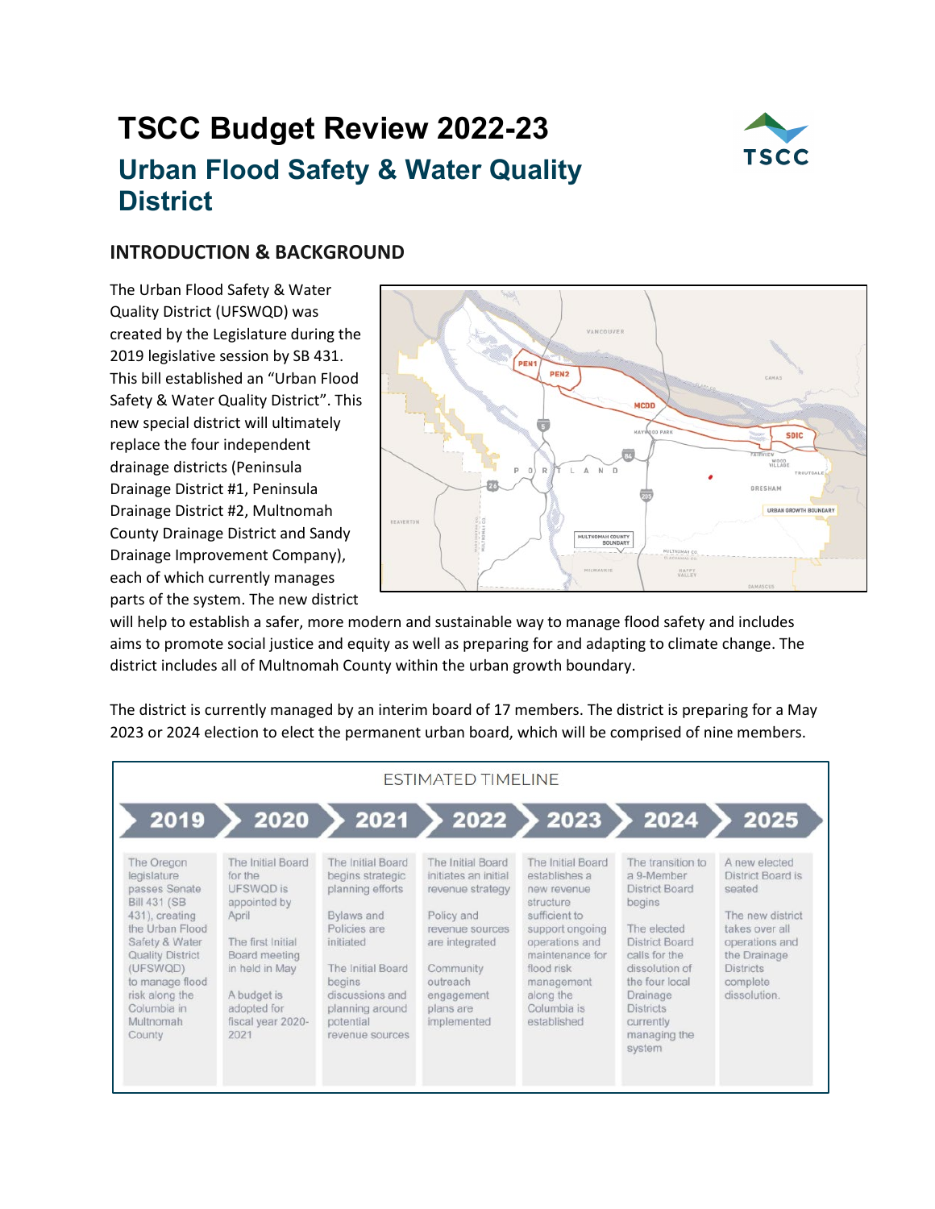# TSCC Budget Review 2022-23

## Urban Flood Safety & Water Quality District

### INTRODUCTION & BACKGROUND

The Urban Flood Safety & Water Quality District (UFSWQD) was created by the Legislature during the 2019 legislative session by SB 431. This bill established an "Urban Flood Safety & Water Quality District". This new special district will ultimately replace the four independent drainage districts (Peninsula Drainage District #1, Peninsula Drainage District #2, Multnomah County Drainage District and Sandy Drainage Improvement Company), each of which currently manages parts of the system. The new district will help to establish a safer, more modern and sustainable way to manage flood safety and includes aims to promote social justice and equity as well as preparing for and adapting to climate change. The district includes all of Multnomah County within the urban growth boundary.

The district is currently managed by an interim board of 17 members. The district is preparing for a May 2023 or 2024 election to elect the permanent urban board, which will be comprised of nine members.

**ESTIMATED TIMELINE**

| 2019 | 2020 | 2021 | 2022 | 2023 | 2024 | 2025 |
|---|---|---|---|---|---|---|
| The Oregon legislature passes Senate Bill 431 (SB 431), creating the Urban Flood Safety & Water Quality District (UFSWQD) to manage flood risk along the Columbia in Multnomah County | The Initial Board for the UFSWQD is appointed by April<br><br>The first Initial Board meeting in held in May<br><br>A budget is adopted for fiscal year 2020-2021 | The Initial Board begins strategic planning efforts<br><br>Bylaws and Policies are initiated<br><br>The Initial Board begins discussions and planning around potential revenue sources | The Initial Board initiates an initial revenue strategy<br><br>Policy and revenue sources are integrated<br><br>Community outreach engagement plans are implemented | The Initial Board establishes a new revenue structure sufficient to support ongoing operations and maintenance for flood risk management along the Columbia is established | The transition to a 9-Member District Board begins<br><br>The elected District Board calls for the dissolution of the four local Drainage Districts currently managing the system | A new elected District Board is seated<br><br>The new district takes over all operations and the Drainage Districts complete dissolution. |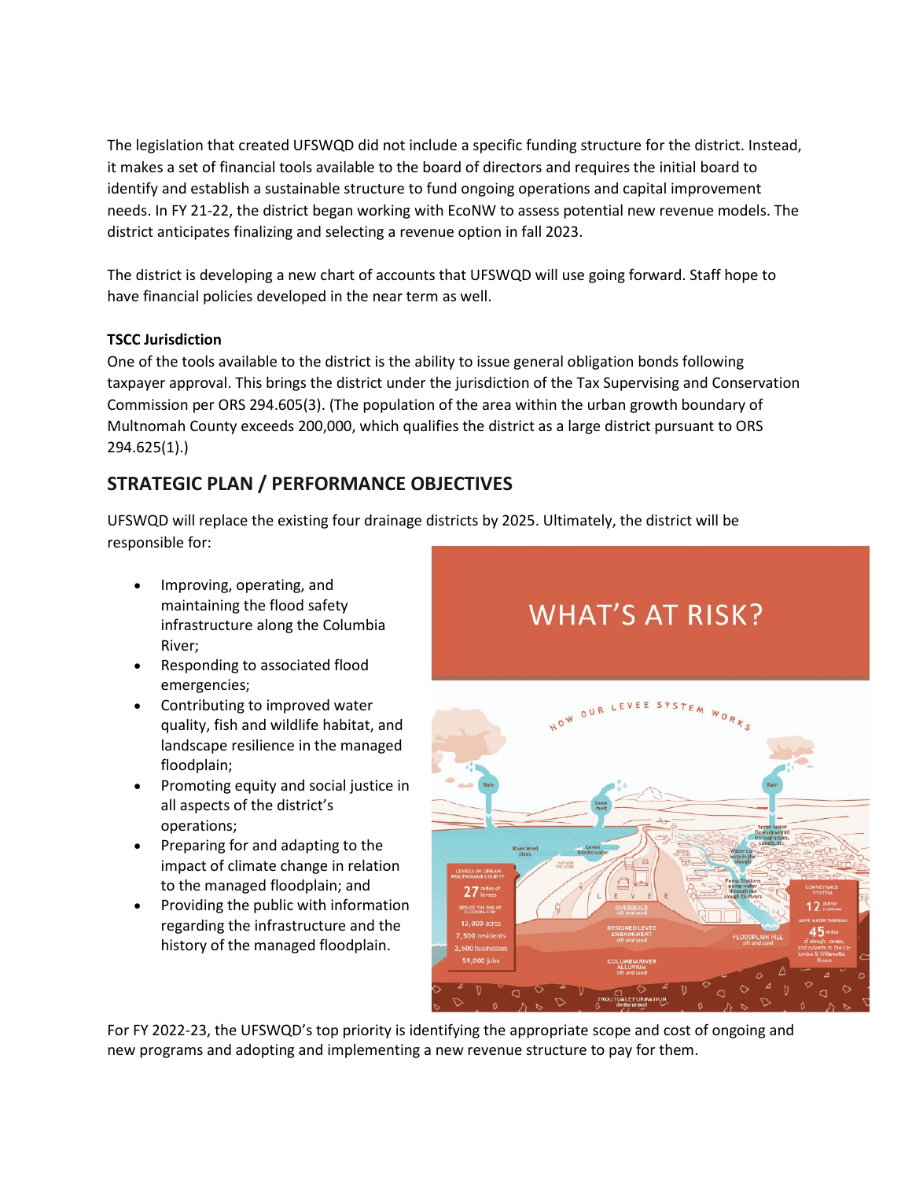The legislation that created UFSWQD did not include a specific funding structure for the district. Instead, it makes a set of financial tools available to the board of directors and requires the initial board to identify and establish a sustainable structure to fund ongoing operations and capital improvement needs. In FY 21-22, the district began working with EcoNW to assess potential new revenue models. The district anticipates finalizing and selecting a revenue option in fall 2023.

The district is developing a new chart of accounts that UFSWQD will use going forward. Staff hope to have financial policies developed in the near term as well.

**TSCC Jurisdiction**

One of the tools available to the district is the ability to issue general obligation bonds following taxpayer approval. This brings the district under the jurisdiction of the Tax Supervising and Conservation Commission per ORS 294.605(3). (The population of the area within the urban growth boundary of Multnomah County exceeds 200,000, which qualifies the district as a large district pursuant to ORS 294.625(1).)

## STRATEGIC PLAN / PERFORMANCE OBJECTIVES

UFSWQD will replace the existing four drainage districts by 2025. Ultimately, the district will be responsible for:

- Improving, operating, and maintaining the flood safety infrastructure along the Columbia River;
- Responding to associated flood emergencies;
- Contributing to improved water quality, fish and wildlife habitat, and landscape resilience in the managed floodplain;
- Promoting equity and social justice in all aspects of the district's operations;
- Preparing for and adapting to the impact of climate change in relation to the managed floodplain; and
- Providing the public with information regarding the infrastructure and the history of the managed floodplain.

For FY 2022-23, the UFSWQD's top priority is identifying the appropriate scope and cost of ongoing and new programs and adopting and implementing a new revenue structure to pay for them.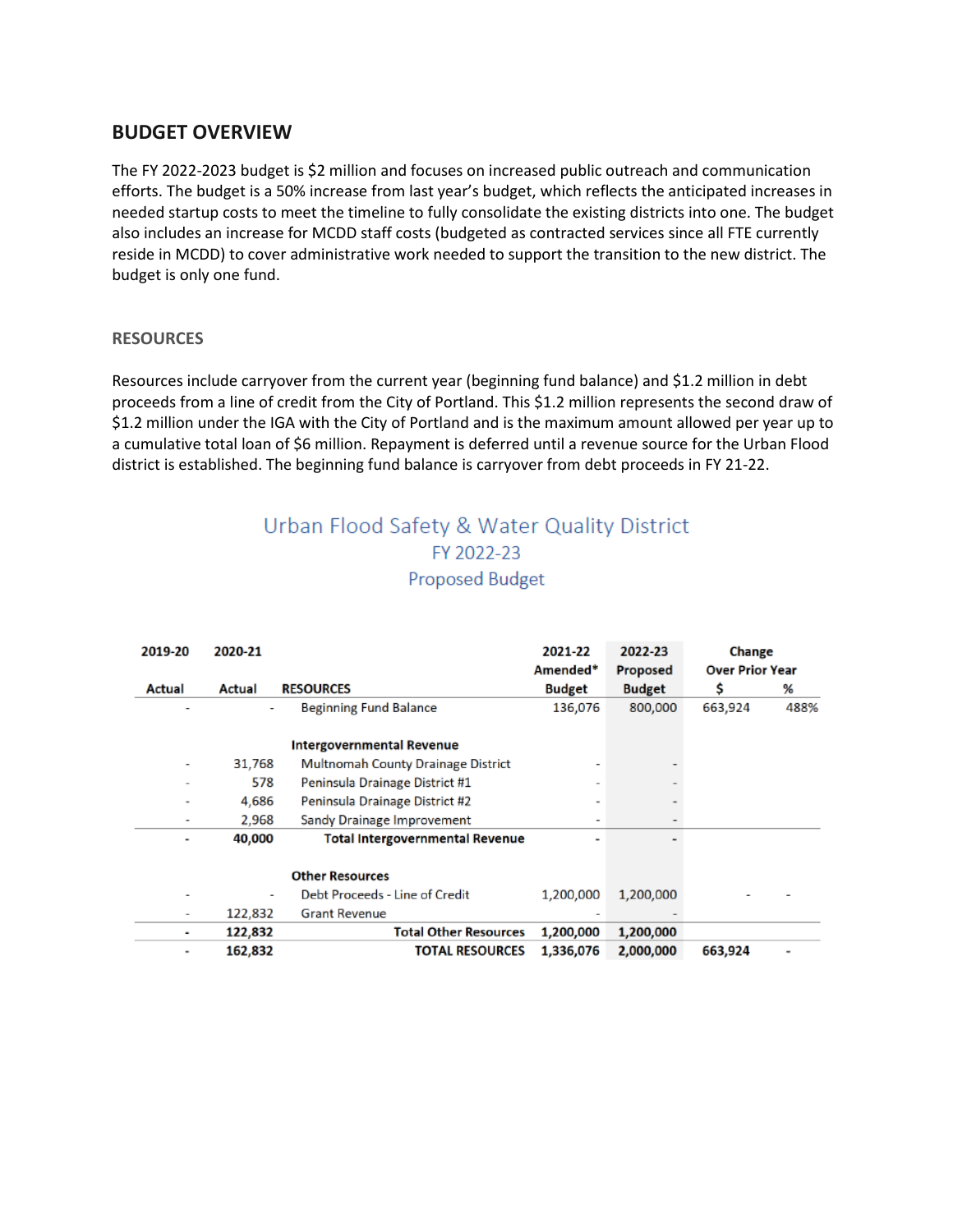## BUDGET OVERVIEW

The FY 2022-2023 budget is $2 million and focuses on increased public outreach and communication efforts. The budget is a 50% increase from last year's budget, which reflects the anticipated increases in needed startup costs to meet the timeline to fully consolidate the existing districts into one. The budget also includes an increase for MCDD staff costs (budgeted as contracted services since all FTE currently reside in MCDD) to cover administrative work needed to support the transition to the new district. The budget is only one fund.

### RESOURCES

Resources include carryover from the current year (beginning fund balance) and $1.2 million in debt proceeds from a line of credit from the City of Portland. This $1.2 million represents the second draw of $1.2 million under the IGA with the City of Portland and is the maximum amount allowed per year up to a cumulative total loan of $6 million. Repayment is deferred until a revenue source for the Urban Flood district is established. The beginning fund balance is carryover from debt proceeds in FY 21-22.

Urban Flood Safety & Water Quality District
FY 2022-23
Proposed Budget

| 2019-20 Actual | 2020-21 Actual | RESOURCES | 2021-22 Amended* Budget | 2022-23 Proposed Budget | Change Over Prior Year $ | Change Over Prior Year % |
|---|---|---|---|---|---|---|
| - | - | Beginning Fund Balance | 136,076 | 800,000 | 663,924 | 488% |
| | | **Intergovernmental Revenue** | | | | |
| - | 31,768 | Multnomah County Drainage District | - | - | | |
| - | 578 | Peninsula Drainage District #1 | - | - | | |
| - | 4,686 | Peninsula Drainage District #2 | - | - | | |
| - | 2,968 | Sandy Drainage Improvement | - | - | | |
| **-** | **40,000** | **Total Intergovernmental Revenue** | **-** | **-** | | |
| | | **Other Resources** | | | | |
| - | - | Debt Proceeds - Line of Credit | 1,200,000 | 1,200,000 | - | - |
| - | 122,832 | Grant Revenue | - | - | | |
| **-** | **122,832** | **Total Other Resources** | **1,200,000** | **1,200,000** | | |
| **-** | **162,832** | **TOTAL RESOURCES** | **1,336,076** | **2,000,000** | **663,924** | - |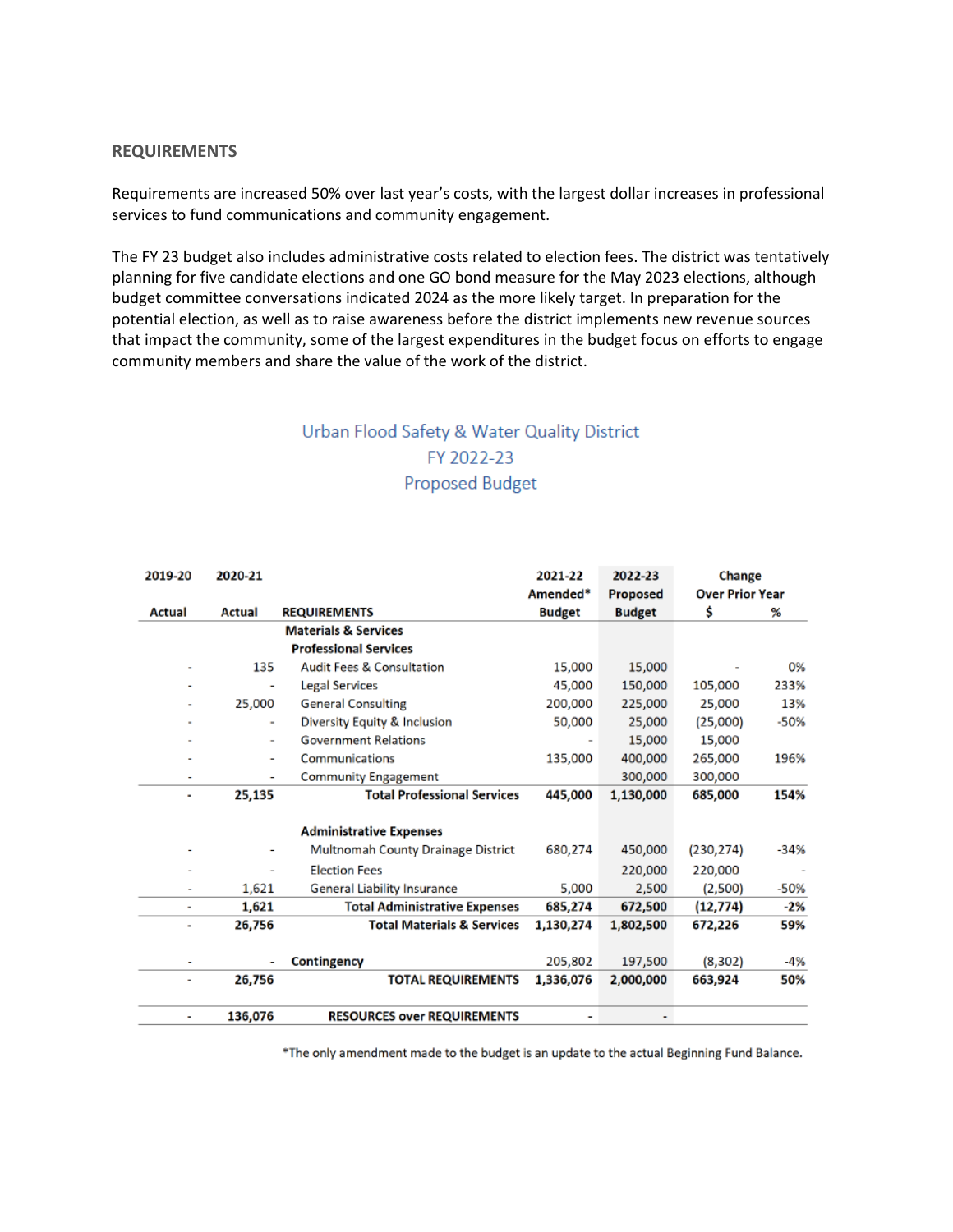## REQUIREMENTS

Requirements are increased 50% over last year's costs, with the largest dollar increases in professional services to fund communications and community engagement.

The FY 23 budget also includes administrative costs related to election fees. The district was tentatively planning for five candidate elections and one GO bond measure for the May 2023 elections, although budget committee conversations indicated 2024 as the more likely target. In preparation for the potential election, as well as to raise awareness before the district implements new revenue sources that impact the community, some of the largest expenditures in the budget focus on efforts to engage community members and share the value of the work of the district.

Urban Flood Safety & Water Quality District
FY 2022-23
Proposed Budget

| 2019-20 | 2020-21 | | 2021-22 | 2022-23 | Change | |
|---|---|---|---|---|---|---|
| | | | Amended* | Proposed | Over Prior Year | |
| Actual | Actual | REQUIREMENTS | Budget | Budget | $ | % |
| | | **Materials & Services** | | | | |
| | | **Professional Services** | | | | |
| - | 135 | Audit Fees & Consultation | 15,000 | 15,000 | - | 0% |
| - | - | Legal Services | 45,000 | 150,000 | 105,000 | 233% |
| - | 25,000 | General Consulting | 200,000 | 225,000 | 25,000 | 13% |
| - | - | Diversity Equity & Inclusion | 50,000 | 25,000 | (25,000) | -50% |
| - | - | Government Relations | - | 15,000 | 15,000 | |
| - | - | Communications | 135,000 | 400,000 | 265,000 | 196% |
| - | - | Community Engagement | | 300,000 | 300,000 | |
| **-** | **25,135** | **Total Professional Services** | **445,000** | **1,130,000** | **685,000** | **154%** |
| | | **Administrative Expenses** | | | | |
| - | - | Multnomah County Drainage District | 680,274 | 450,000 | (230,274) | -34% |
| - | - | Election Fees | | 220,000 | 220,000 | - |
| - | 1,621 | General Liability Insurance | 5,000 | 2,500 | (2,500) | -50% |
| **-** | **1,621** | **Total Administrative Expenses** | **685,274** | **672,500** | **(12,774)** | **-2%** |
| **-** | **26,756** | **Total Materials & Services** | **1,130,274** | **1,802,500** | **672,226** | **59%** |
| - | - | **Contingency** | 205,802 | 197,500 | (8,302) | -4% |
| **-** | **26,756** | **TOTAL REQUIREMENTS** | **1,336,076** | **2,000,000** | **663,924** | **50%** |
| **-** | **136,076** | **RESOURCES over REQUIREMENTS** | **-** | **-** | | |

*The only amendment made to the budget is an update to the actual Beginning Fund Balance.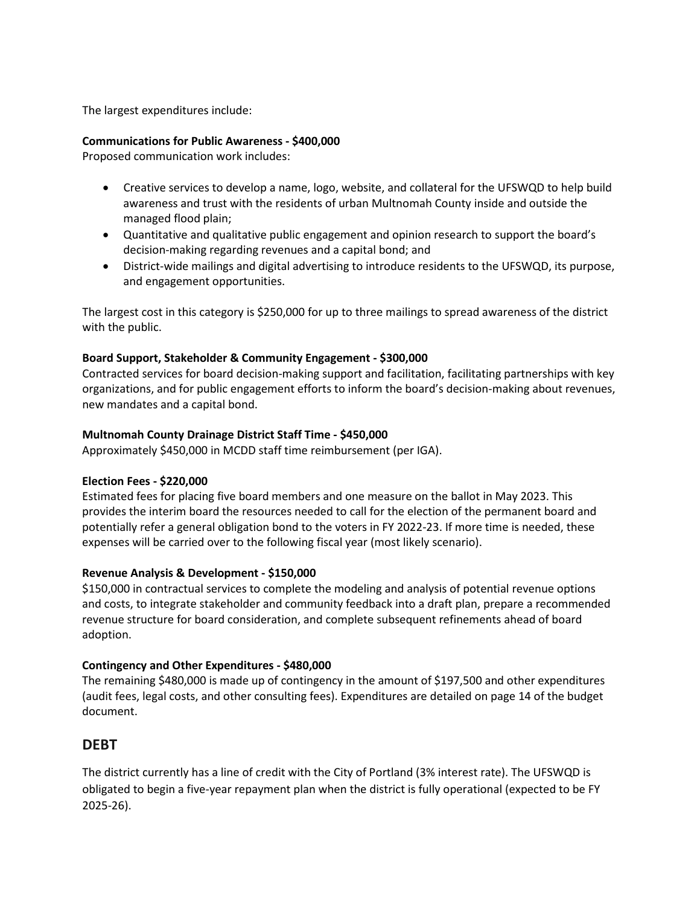The largest expenditures include:

**Communications for Public Awareness - $400,000**
Proposed communication work includes:

- Creative services to develop a name, logo, website, and collateral for the UFSWQD to help build awareness and trust with the residents of urban Multnomah County inside and outside the managed flood plain;
- Quantitative and qualitative public engagement and opinion research to support the board's decision-making regarding revenues and a capital bond; and
- District-wide mailings and digital advertising to introduce residents to the UFSWQD, its purpose, and engagement opportunities.

The largest cost in this category is $250,000 for up to three mailings to spread awareness of the district with the public.

**Board Support, Stakeholder & Community Engagement - $300,000**
Contracted services for board decision-making support and facilitation, facilitating partnerships with key organizations, and for public engagement efforts to inform the board's decision-making about revenues, new mandates and a capital bond.

**Multnomah County Drainage District Staff Time - $450,000**
Approximately $450,000 in MCDD staff time reimbursement (per IGA).

**Election Fees - $220,000**
Estimated fees for placing five board members and one measure on the ballot in May 2023. This provides the interim board the resources needed to call for the election of the permanent board and potentially refer a general obligation bond to the voters in FY 2022-23. If more time is needed, these expenses will be carried over to the following fiscal year (most likely scenario).

**Revenue Analysis & Development - $150,000**
$150,000 in contractual services to complete the modeling and analysis of potential revenue options and costs, to integrate stakeholder and community feedback into a draft plan, prepare a recommended revenue structure for board consideration, and complete subsequent refinements ahead of board adoption.

**Contingency and Other Expenditures - $480,000**
The remaining $480,000 is made up of contingency in the amount of $197,500 and other expenditures (audit fees, legal costs, and other consulting fees). Expenditures are detailed on page 14 of the budget document.

## DEBT

The district currently has a line of credit with the City of Portland (3% interest rate). The UFSWQD is obligated to begin a five-year repayment plan when the district is fully operational (expected to be FY 2025-26).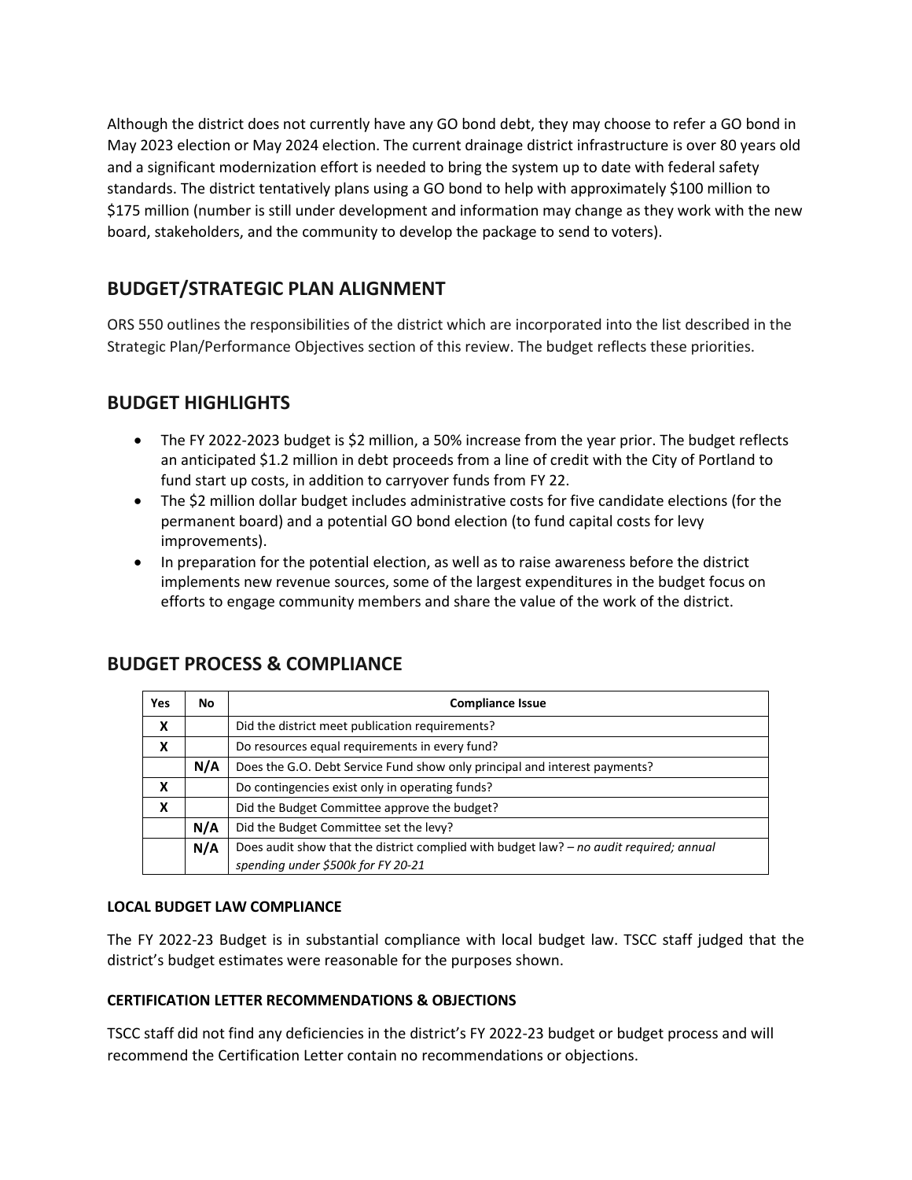Although the district does not currently have any GO bond debt, they may choose to refer a GO bond in May 2023 election or May 2024 election. The current drainage district infrastructure is over 80 years old and a significant modernization effort is needed to bring the system up to date with federal safety standards. The district tentatively plans using a GO bond to help with approximately $100 million to $175 million (number is still under development and information may change as they work with the new board, stakeholders, and the community to develop the package to send to voters).

## BUDGET/STRATEGIC PLAN ALIGNMENT

ORS 550 outlines the responsibilities of the district which are incorporated into the list described in the Strategic Plan/Performance Objectives section of this review. The budget reflects these priorities.

## BUDGET HIGHLIGHTS

- The FY 2022-2023 budget is $2 million, a 50% increase from the year prior. The budget reflects an anticipated $1.2 million in debt proceeds from a line of credit with the City of Portland to fund start up costs, in addition to carryover funds from FY 22.
- The $2 million dollar budget includes administrative costs for five candidate elections (for the permanent board) and a potential GO bond election (to fund capital costs for levy improvements).
- In preparation for the potential election, as well as to raise awareness before the district implements new revenue sources, some of the largest expenditures in the budget focus on efforts to engage community members and share the value of the work of the district.

## BUDGET PROCESS & COMPLIANCE

| Yes | No | Compliance Issue |
|---|---|---|
| **X** | | Did the district meet publication requirements? |
| **X** | | Do resources equal requirements in every fund? |
| | **N/A** | Does the G.O. Debt Service Fund show only principal and interest payments? |
| **X** | | Do contingencies exist only in operating funds? |
| **X** | | Did the Budget Committee approve the budget? |
| | **N/A** | Did the Budget Committee set the levy? |
| | **N/A** | Does audit show that the district complied with budget law? – *no audit required; annual spending under $500k for FY 20-21* |

### LOCAL BUDGET LAW COMPLIANCE

The FY 2022-23 Budget is in substantial compliance with local budget law. TSCC staff judged that the district's budget estimates were reasonable for the purposes shown.

### CERTIFICATION LETTER RECOMMENDATIONS & OBJECTIONS

TSCC staff did not find any deficiencies in the district's FY 2022-23 budget or budget process and will recommend the Certification Letter contain no recommendations or objections.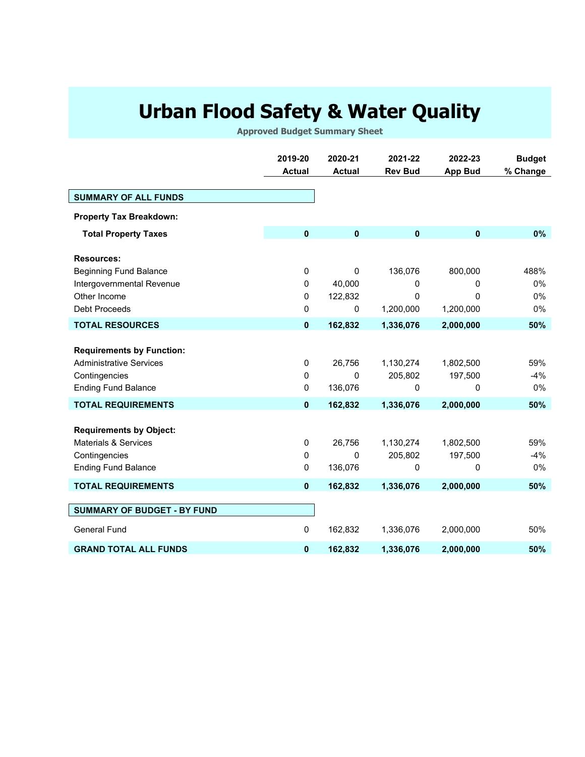# Urban Flood Safety & Water Quality

**Approved Budget Summary Sheet**

| | 2019-20 Actual | 2020-21 Actual | 2021-22 Rev Bud | 2022-23 App Bud | Budget % Change |
|---|---|---|---|---|---|
| **SUMMARY OF ALL FUNDS** | | | | | |
| **Property Tax Breakdown:** | | | | | |
| **Total Property Taxes** | **0** | **0** | **0** | **0** | **0%** |
| **Resources:** | | | | | |
| Beginning Fund Balance | 0 | 0 | 136,076 | 800,000 | 488% |
| Intergovernmental Revenue | 0 | 40,000 | 0 | 0 | 0% |
| Other Income | 0 | 122,832 | 0 | 0 | 0% |
| Debt Proceeds | 0 | 0 | 1,200,000 | 1,200,000 | 0% |
| **TOTAL RESOURCES** | **0** | **162,832** | **1,336,076** | **2,000,000** | **50%** |
| **Requirements by Function:** | | | | | |
| Administrative Services | 0 | 26,756 | 1,130,274 | 1,802,500 | 59% |
| Contingencies | 0 | 0 | 205,802 | 197,500 | -4% |
| Ending Fund Balance | 0 | 136,076 | 0 | 0 | 0% |
| **TOTAL REQUIREMENTS** | **0** | **162,832** | **1,336,076** | **2,000,000** | **50%** |
| **Requirements by Object:** | | | | | |
| Materials & Services | 0 | 26,756 | 1,130,274 | 1,802,500 | 59% |
| Contingencies | 0 | 0 | 205,802 | 197,500 | -4% |
| Ending Fund Balance | 0 | 136,076 | 0 | 0 | 0% |
| **TOTAL REQUIREMENTS** | **0** | **162,832** | **1,336,076** | **2,000,000** | **50%** |
| **SUMMARY OF BUDGET - BY FUND** | | | | | |
| General Fund | 0 | 162,832 | 1,336,076 | 2,000,000 | 50% |
| **GRAND TOTAL ALL FUNDS** | **0** | **162,832** | **1,336,076** | **2,000,000** | **50%** |